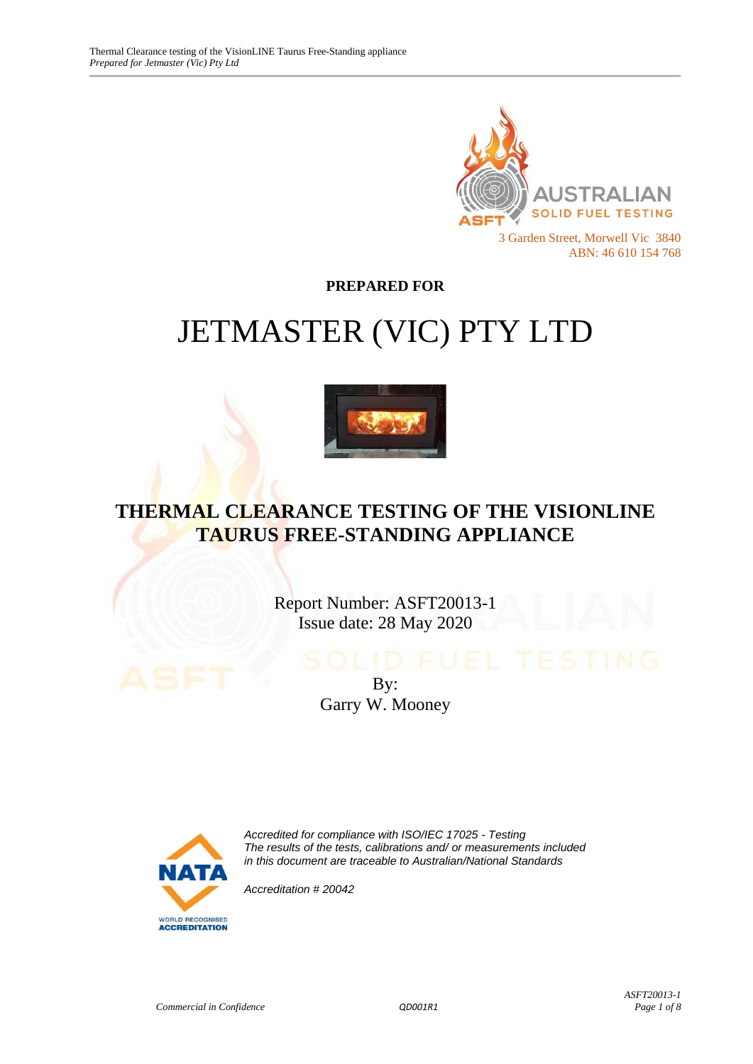AUSTRALIAN
SOLID FUEL TESTING

3 Garden Street, Morwell Vic 3840
ABN: 46 610 154 768

**PREPARED FOR**

# JETMASTER (VIC) PTY LTD

## THERMAL CLEARANCE TESTING OF THE VISIONLINE TAURUS FREE-STANDING APPLIANCE

Report Number: ASFT20013-1
Issue date: 28 May 2020

By:
Garry W. Mooney

*Accredited for compliance with ISO/IEC 17025 - Testing*
*The results of the tests, calibrations and/ or measurements included in this document are traceable to Australian/National Standards*

*Accreditation # 20042*

*Commercial in Confidence*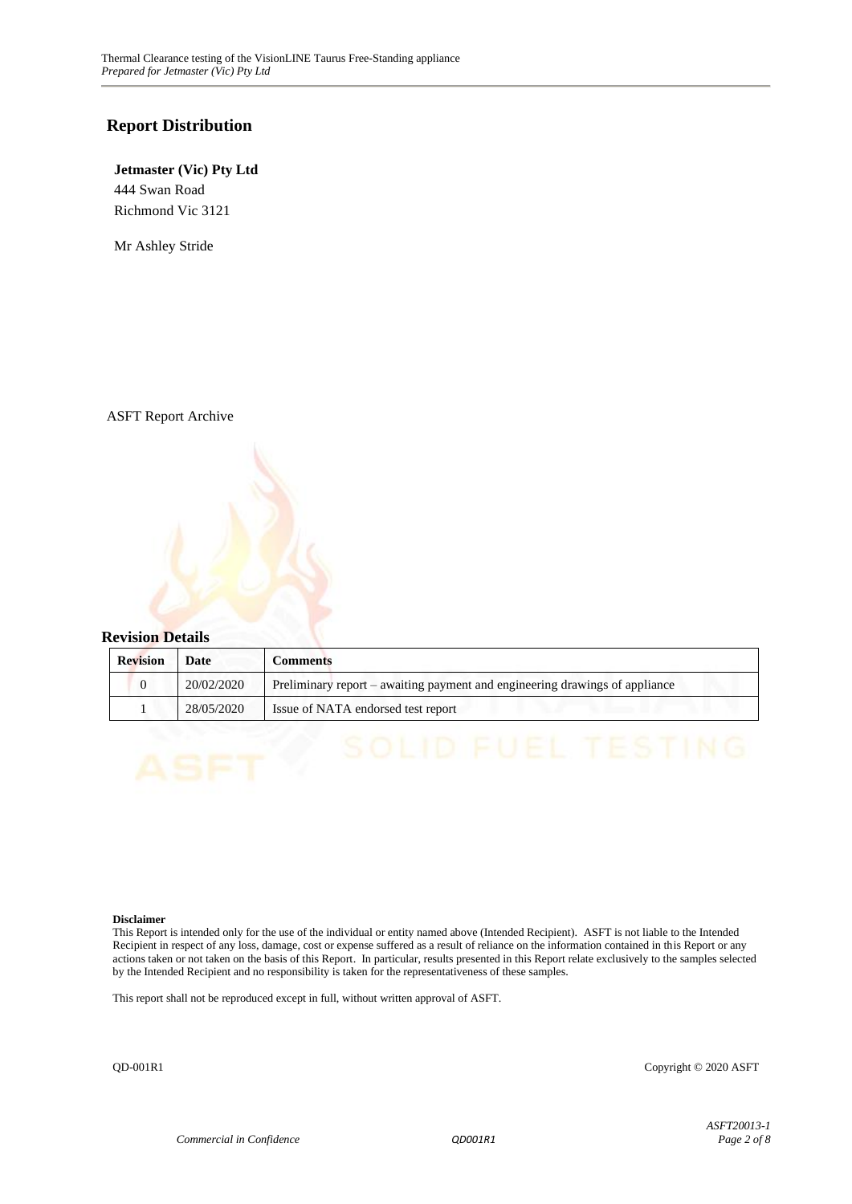## Report Distribution

**Jetmaster (Vic) Pty Ltd**
444 Swan Road
Richmond Vic 3121

Mr Ashley Stride

ASFT Report Archive

## Revision Details

| Revision | Date | Comments |
|---|---|---|
| 0 | 20/02/2020 | Preliminary report – awaiting payment and engineering drawings of appliance |
| 1 | 28/05/2020 | Issue of NATA endorsed test report |

**Disclaimer**
This Report is intended only for the use of the individual or entity named above (Intended Recipient). ASFT is not liable to the Intended Recipient in respect of any loss, damage, cost or expense suffered as a result of reliance on the information contained in this Report or any actions taken or not taken on the basis of this Report. In particular, results presented in this Report relate exclusively to the samples selected by the Intended Recipient and no responsibility is taken for the representativeness of these samples.

This report shall not be reproduced except in full, without written approval of ASFT.

QD-001R1 Copyright © 2020 ASFT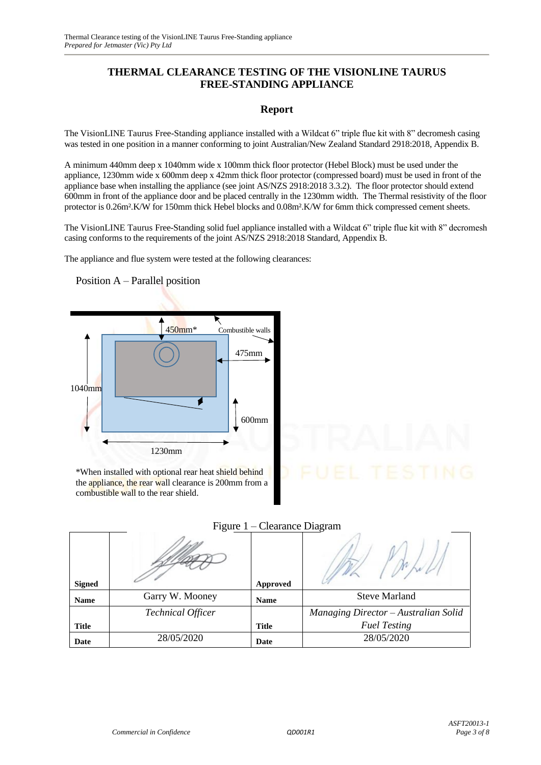# THERMAL CLEARANCE TESTING OF THE VISIONLINE TAURUS FREE-STANDING APPLIANCE

## Report

The VisionLINE Taurus Free-Standing appliance installed with a Wildcat 6" triple flue kit with 8" decromesh casing was tested in one position in a manner conforming to joint Australian/New Zealand Standard 2918:2018, Appendix B.

A minimum 440mm deep x 1040mm wide x 100mm thick floor protector (Hebel Block) must be used under the appliance, 1230mm wide x 600mm deep x 42mm thick floor protector (compressed board) must be used in front of the appliance base when installing the appliance (see joint AS/NZS 2918:2018 3.3.2). The floor protector should extend 600mm in front of the appliance door and be placed centrally in the 1230mm width. The Thermal resistivity of the floor protector is 0.26m².K/W for 150mm thick Hebel blocks and 0.08m².K/W for 6mm thick compressed cement sheets.

The VisionLINE Taurus Free-Standing solid fuel appliance installed with a Wildcat 6" triple flue kit with 8" decromesh casing conforms to the requirements of the joint AS/NZS 2918:2018 Standard, Appendix B.

The appliance and flue system were tested at the following clearances:

Position A – Parallel position

450mm*

Combustible walls

475mm

1040mm

600mm

1230mm

*When installed with optional rear heat shield behind the appliance, the rear wall clearance is 200mm from a combustible wall to the rear shield.

Figure 1 – Clearance Diagram

| Signed | | Approved | |
|---|---|---|---|
| Name | Garry W. Mooney | Name | Steve Marland |
| Title | *Technical Officer* | Title | *Managing Director – Australian Solid Fuel Testing* |
| Date | 28/05/2020 | Date | 28/05/2020 |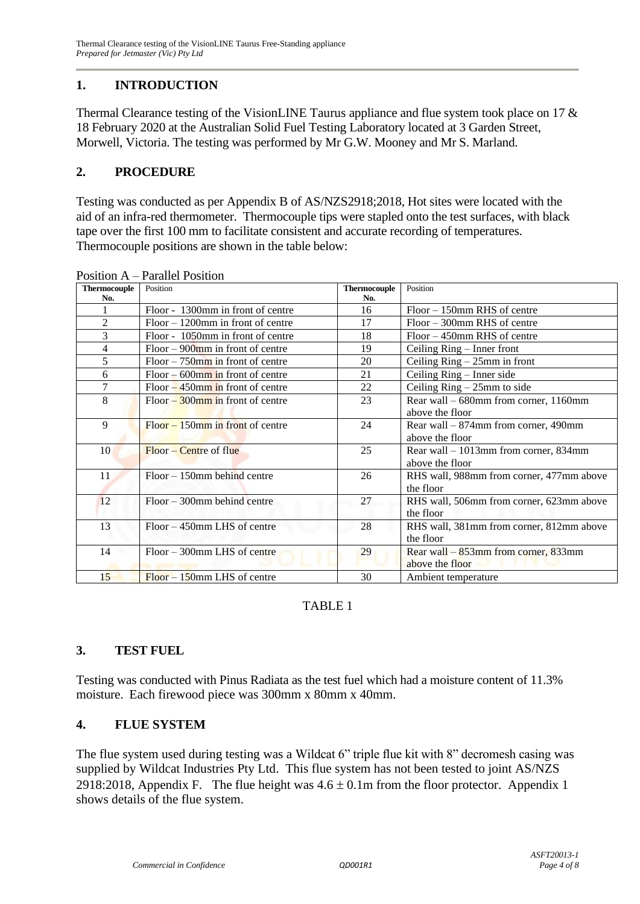## 1. INTRODUCTION

Thermal Clearance testing of the VisionLINE Taurus appliance and flue system took place on 17 & 18 February 2020 at the Australian Solid Fuel Testing Laboratory located at 3 Garden Street, Morwell, Victoria. The testing was performed by Mr G.W. Mooney and Mr S. Marland.

## 2. PROCEDURE

Testing was conducted as per Appendix B of AS/NZS2918;2018, Hot sites were located with the aid of an infra-red thermometer. Thermocouple tips were stapled onto the test surfaces, with black tape over the first 100 mm to facilitate consistent and accurate recording of temperatures. Thermocouple positions are shown in the table below:

Position A – Parallel Position

| Thermocouple No. | Position | Thermocouple No. | Position |
|---|---|---|---|
| 1 | Floor - 1300mm in front of centre | 16 | Floor – 150mm RHS of centre |
| 2 | Floor – 1200mm in front of centre | 17 | Floor – 300mm RHS of centre |
| 3 | Floor - 1050mm in front of centre | 18 | Floor – 450mm RHS of centre |
| 4 | Floor – 900mm in front of centre | 19 | Ceiling Ring – Inner front |
| 5 | Floor – 750mm in front of centre | 20 | Ceiling Ring – 25mm in front |
| 6 | Floor – 600mm in front of centre | 21 | Ceiling Ring – Inner side |
| 7 | Floor – 450mm in front of centre | 22 | Ceiling Ring – 25mm to side |
| 8 | Floor – 300mm in front of centre | 23 | Rear wall – 680mm from corner, 1160mm above the floor |
| 9 | Floor – 150mm in front of centre | 24 | Rear wall – 874mm from corner, 490mm above the floor |
| 10 | Floor – Centre of flue | 25 | Rear wall – 1013mm from corner, 834mm above the floor |
| 11 | Floor – 150mm behind centre | 26 | RHS wall, 988mm from corner, 477mm above the floor |
| 12 | Floor – 300mm behind centre | 27 | RHS wall, 506mm from corner, 623mm above the floor |
| 13 | Floor – 450mm LHS of centre | 28 | RHS wall, 381mm from corner, 812mm above the floor |
| 14 | Floor – 300mm LHS of centre | 29 | Rear wall – 853mm from corner, 833mm above the floor |
| 15 | Floor – 150mm LHS of centre | 30 | Ambient temperature |

TABLE 1

## 3. TEST FUEL

Testing was conducted with Pinus Radiata as the test fuel which had a moisture content of 11.3% moisture. Each firewood piece was 300mm x 80mm x 40mm.

## 4. FLUE SYSTEM

The flue system used during testing was a Wildcat 6" triple flue kit with 8" decromesh casing was supplied by Wildcat Industries Pty Ltd. This flue system has not been tested to joint AS/NZS 2918:2018, Appendix F. The flue height was $4.6 \pm 0.1$m from the floor protector. Appendix 1 shows details of the flue system.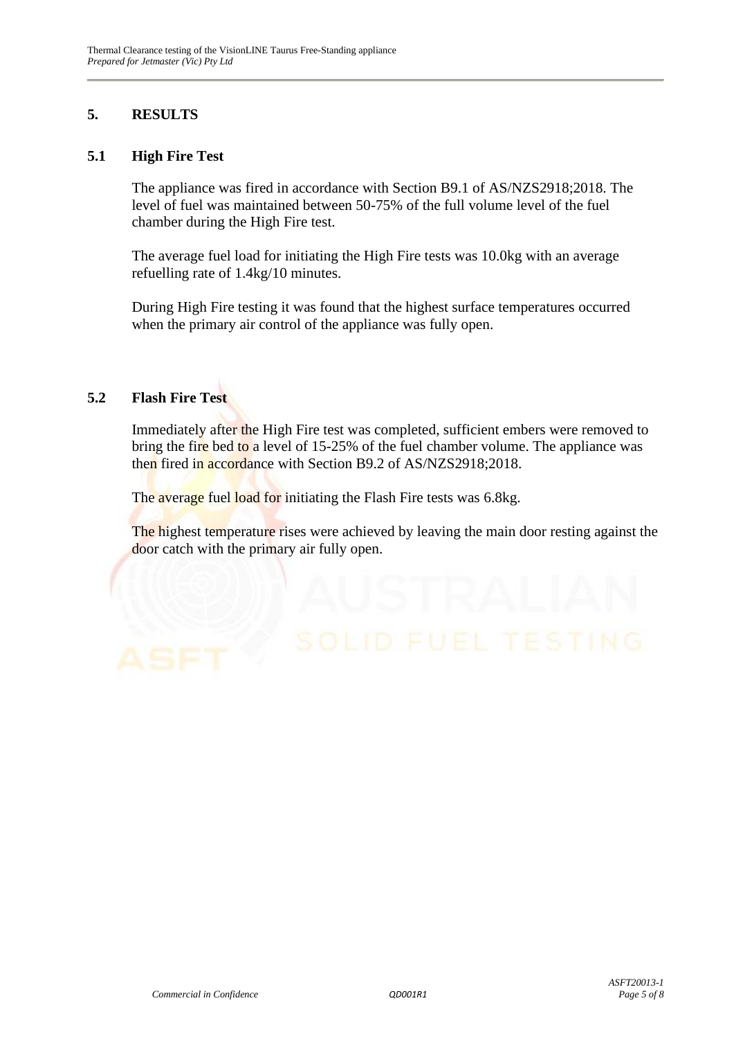## 5. RESULTS

### 5.1 High Fire Test

The appliance was fired in accordance with Section B9.1 of AS/NZS2918;2018. The level of fuel was maintained between 50-75% of the full volume level of the fuel chamber during the High Fire test.

The average fuel load for initiating the High Fire tests was 10.0kg with an average refuelling rate of 1.4kg/10 minutes.

During High Fire testing it was found that the highest surface temperatures occurred when the primary air control of the appliance was fully open.

### 5.2 Flash Fire Test

Immediately after the High Fire test was completed, sufficient embers were removed to bring the fire bed to a level of 15-25% of the fuel chamber volume. The appliance was then fired in accordance with Section B9.2 of AS/NZS2918;2018.

The average fuel load for initiating the Flash Fire tests was 6.8kg.

The highest temperature rises were achieved by leaving the main door resting against the door catch with the primary air fully open.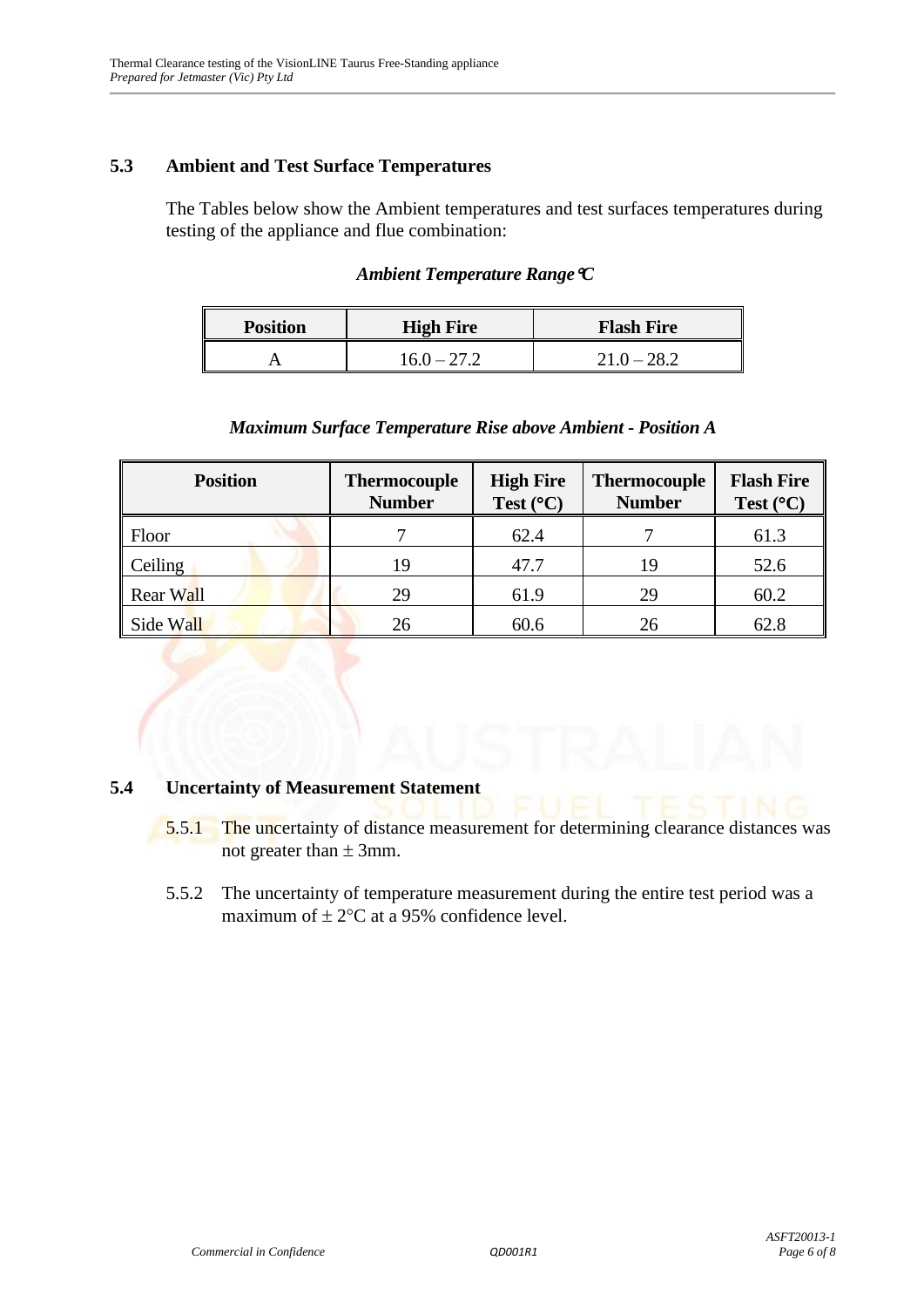## 5.3 Ambient and Test Surface Temperatures

The Tables below show the Ambient temperatures and test surfaces temperatures during testing of the appliance and flue combination:

*Ambient Temperature Range °C*

| Position | High Fire | Flash Fire |
|---|---|---|
| A | 16.0 – 27.2 | 21.0 – 28.2 |

*Maximum Surface Temperature Rise above Ambient - Position A*

| Position | Thermocouple Number | High Fire Test (°C) | Thermocouple Number | Flash Fire Test (°C) |
|---|---|---|---|---|
| Floor | 7 | 62.4 | 7 | 61.3 |
| Ceiling | 19 | 47.7 | 19 | 52.6 |
| Rear Wall | 29 | 61.9 | 29 | 60.2 |
| Side Wall | 26 | 60.6 | 26 | 62.8 |

## 5.4 Uncertainty of Measurement Statement

5.5.1 The uncertainty of distance measurement for determining clearance distances was not greater than ± 3mm.

5.5.2 The uncertainty of temperature measurement during the entire test period was a maximum of ± 2°C at a 95% confidence level.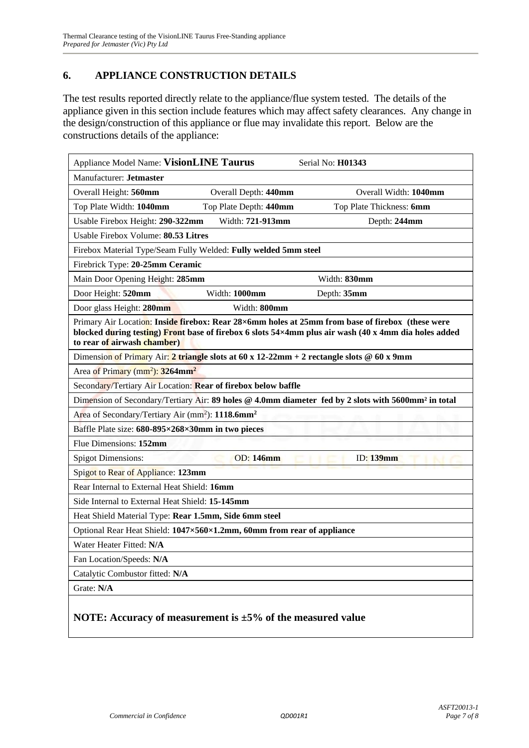## 6. APPLIANCE CONSTRUCTION DETAILS

The test results reported directly relate to the appliance/flue system tested. The details of the appliance given in this section include features which may affect safety clearances. Any change in the design/construction of this appliance or flue may invalidate this report. Below are the constructions details of the appliance:

| | | |
|---|---|---|
| Appliance Model Name: **VisionLINE Taurus** | Serial No: **H01343** | |
| Manufacturer: **Jetmaster** | | |
| Overall Height: **560mm** | Overall Depth: **440mm** | Overall Width: **1040mm** |
| Top Plate Width: **1040mm** | Top Plate Depth: **440mm** | Top Plate Thickness: **6mm** |
| Usable Firebox Height: **290-322mm** | Width: **721-913mm** | Depth: **244mm** |
| Usable Firebox Volume: **80.53 Litres** | | |
| Firebox Material Type/Seam Fully Welded: **Fully welded 5mm steel** | | |
| Firebrick Type: **20-25mm Ceramic** | | |
| Main Door Opening Height: **285mm** | | Width: **830mm** |
| Door Height: **520mm** | Width: **1000mm** | Depth: **35mm** |
| Door glass Height: **280mm** | Width: **800mm** | |
| Primary Air Location: **Inside firebox: Rear 28×6mm holes at 25mm from base of firebox (these were blocked during testing) Front base of firebox 6 slots 54×4mm plus air wash (40 x 4mm dia holes added to rear of airwash chamber)** | | |
| Dimension of Primary Air: **2 triangle slots at 60 x 12-22mm + 2 rectangle slots @ 60 x 9mm** | | |
| Area of Primary ($mm^2$): **3264mm$^2$** | | |
| Secondary/Tertiary Air Location: **Rear of firebox below baffle** | | |
| Dimension of Secondary/Tertiary Air: **89 holes @ 4.0mm diameter fed by 2 slots with 5600mm$^2$ in total** | | |
| Area of Secondary/Tertiary Air ($mm^2$): **1118.6mm$^2$** | | |
| Baffle Plate size: **680-895×268×30mm in two pieces** | | |
| Flue Dimensions: **152mm** | | |
| Spigot Dimensions: | OD: **146mm** | ID: **139mm** |
| Spigot to Rear of Appliance: **123mm** | | |
| Rear Internal to External Heat Shield: **16mm** | | |
| Side Internal to External Heat Shield: **15-145mm** | | |
| Heat Shield Material Type: **Rear 1.5mm, Side 6mm steel** | | |
| Optional Rear Heat Shield: **1047×560×1.2mm, 60mm from rear of appliance** | | |
| Water Heater Fitted: **N/A** | | |
| Fan Location/Speeds: **N/A** | | |
| Catalytic Combustor fitted: **N/A** | | |
| Grate: **N/A** | | |

**NOTE: Accuracy of measurement is ±5% of the measured value**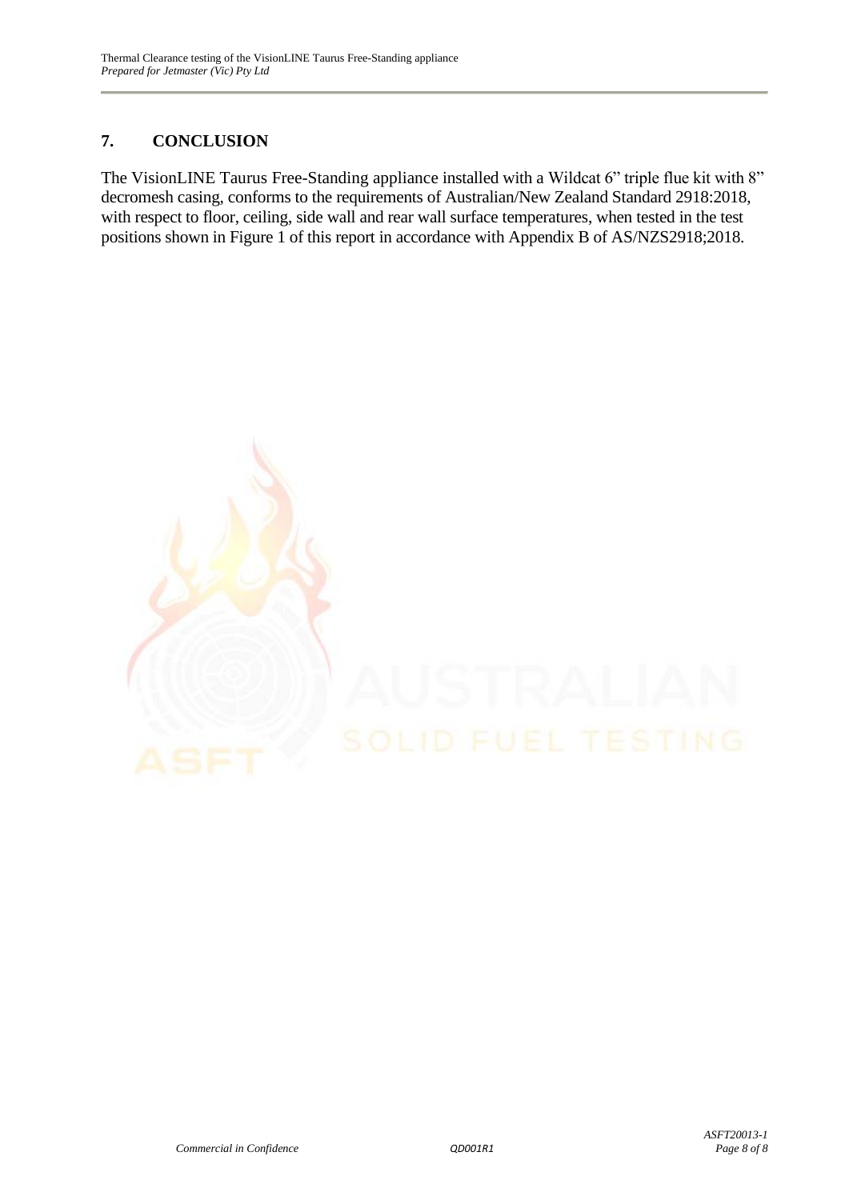## 7. CONCLUSION

The VisionLINE Taurus Free-Standing appliance installed with a Wildcat 6" triple flue kit with 8" decromesh casing, conforms to the requirements of Australian/New Zealand Standard 2918:2018, with respect to floor, ceiling, side wall and rear wall surface temperatures, when tested in the test positions shown in Figure 1 of this report in accordance with Appendix B of AS/NZS2918;2018.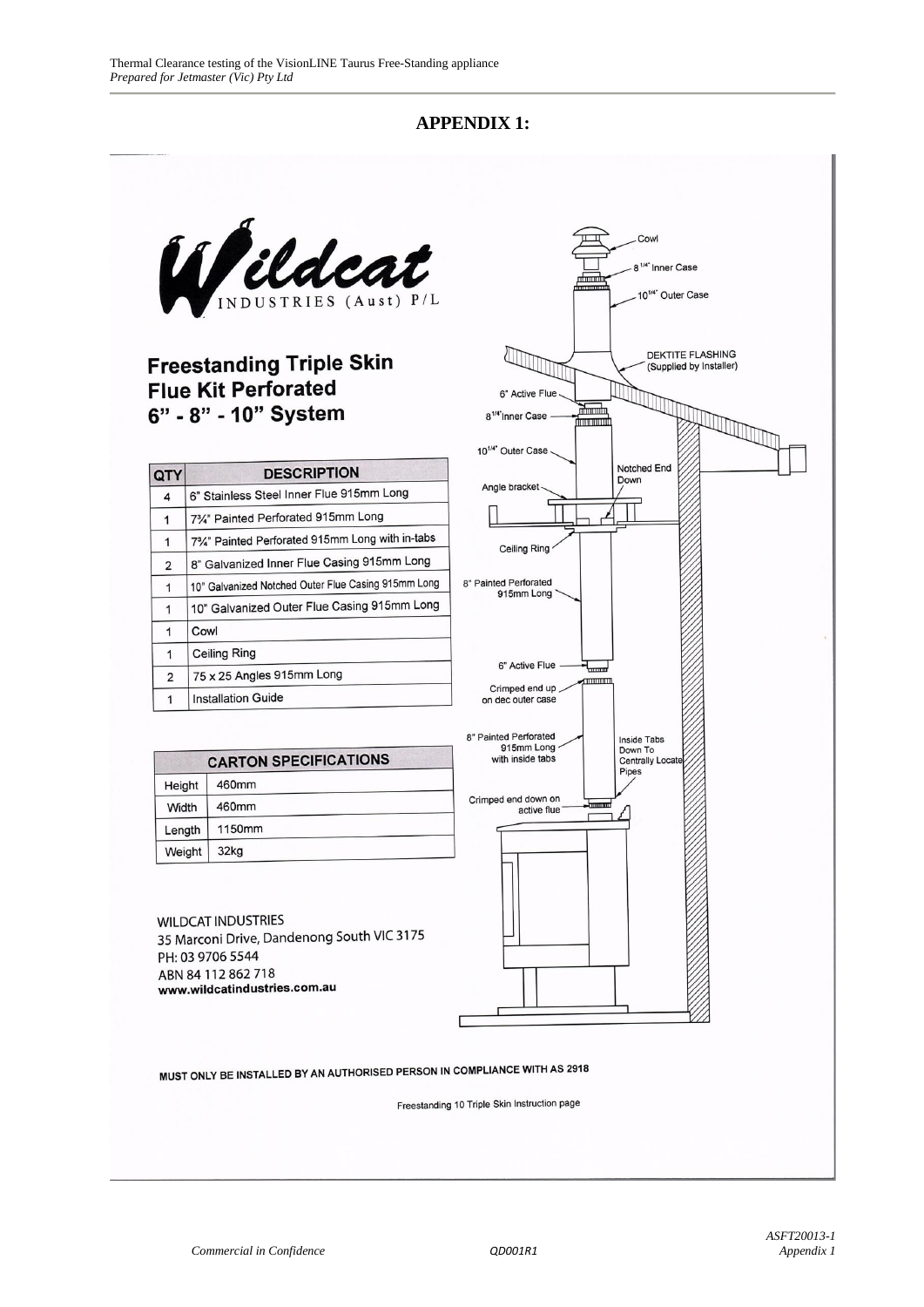# APPENDIX 1:

Wildcat INDUSTRIES (Aust) P/L

## Freestanding Triple Skin Flue Kit Perforated 6" - 8" - 10" System

| QTY | DESCRIPTION |
|---|---|
| 4 | 6" Stainless Steel Inner Flue 915mm Long |
| 1 | 7¾" Painted Perforated 915mm Long |
| 1 | 7¾" Painted Perforated 915mm Long with in-tabs |
| 2 | 8" Galvanized Inner Flue Casing 915mm Long |
| 1 | 10" Galvanized Notched Outer Flue Casing 915mm Long |
| 1 | 10" Galvanized Outer Flue Casing 915mm Long |
| 1 | Cowl |
| 1 | Ceiling Ring |
| 2 | 75 x 25 Angles 915mm Long |
| 1 | Installation Guide |

| CARTON SPECIFICATIONS | |
|---|---|
| Height | 460mm |
| Width | 460mm |
| Length | 1150mm |
| Weight | 32kg |

WILDCAT INDUSTRIES
35 Marconi Drive, Dandenong South VIC 3175
PH: 03 9706 5544
ABN 84 112 862 718
www.wildcatindustries.com.au

Cowl
8 1/4" Inner Case
10 1/4" Outer Case
DEKTITE FLASHING (Supplied by Installer)
6" Active Flue
8 1/4" Inner Case
10 1/4" Outer Case
Notched End Down
Angle bracket
Ceiling Ring
8" Painted Perforated 915mm Long
6" Active Flue
Crimped end up on dec outer case
8" Painted Perforated 915mm Long with inside tabs
Inside Tabs Down To Centrally Locate Pipes
Crimped end down on active flue

MUST ONLY BE INSTALLED BY AN AUTHORISED PERSON IN COMPLIANCE WITH AS 2918

Freestanding 10 Triple Skin Instruction page